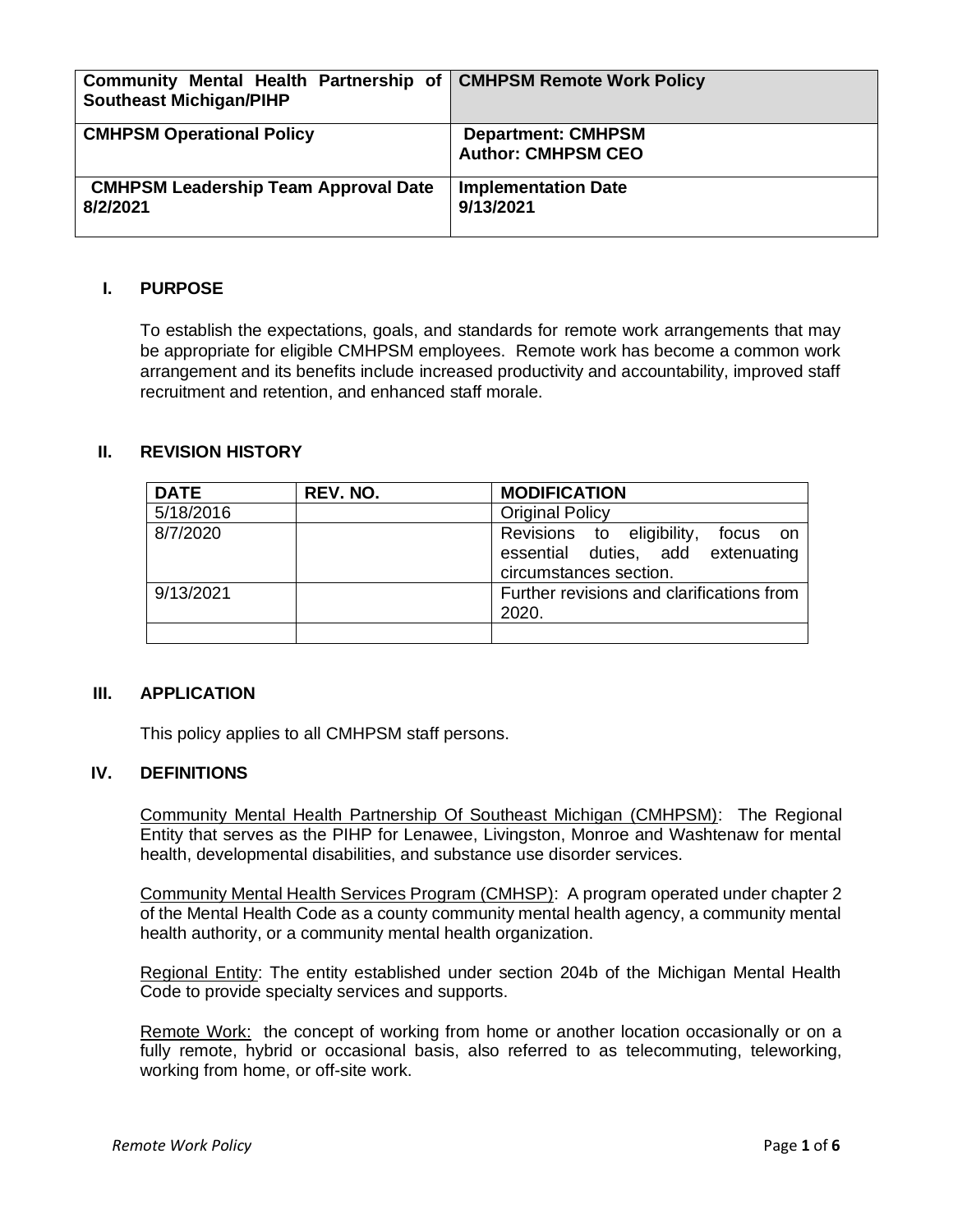| | |
|---|---|
| **Community Mental Health Partnership of Southeast Michigan/PIHP** | **CMHPSM Remote Work Policy** |
| **CMHPSM Operational Policy** | **Department: CMHPSM**<br>**Author: CMHPSM CEO** |
| **CMHPSM Leadership Team Approval Date**<br>**8/2/2021** | **Implementation Date**<br>**9/13/2021** |

## I. PURPOSE

To establish the expectations, goals, and standards for remote work arrangements that may be appropriate for eligible CMHPSM employees. Remote work has become a common work arrangement and its benefits include increased productivity and accountability, improved staff recruitment and retention, and enhanced staff morale.

## II. REVISION HISTORY

| DATE | REV. NO. | MODIFICATION |
|---|---|---|
| 5/18/2016 | | Original Policy |
| 8/7/2020 | | Revisions to eligibility, focus on essential duties, add extenuating circumstances section. |
| 9/13/2021 | | Further revisions and clarifications from 2020. |
| | | |

## III. APPLICATION

This policy applies to all CMHPSM staff persons.

## IV. DEFINITIONS

Community Mental Health Partnership Of Southeast Michigan (CMHPSM): The Regional Entity that serves as the PIHP for Lenawee, Livingston, Monroe and Washtenaw for mental health, developmental disabilities, and substance use disorder services.

Community Mental Health Services Program (CMHSP): A program operated under chapter 2 of the Mental Health Code as a county community mental health agency, a community mental health authority, or a community mental health organization.

Regional Entity: The entity established under section 204b of the Michigan Mental Health Code to provide specialty services and supports.

Remote Work: the concept of working from home or another location occasionally or on a fully remote, hybrid or occasional basis, also referred to as telecommuting, teleworking, working from home, or off-site work.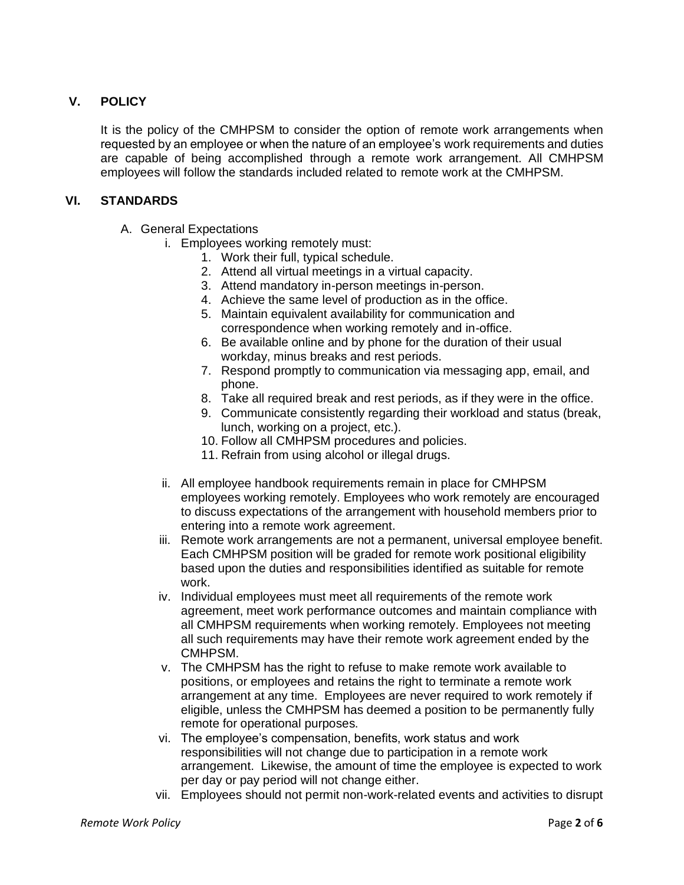## V. POLICY

It is the policy of the CMHPSM to consider the option of remote work arrangements when requested by an employee or when the nature of an employee's work requirements and duties are capable of being accomplished through a remote work arrangement. All CMHPSM employees will follow the standards included related to remote work at the CMHPSM.

## VI. STANDARDS

A. General Expectations

i. Employees working remotely must:

1. Work their full, typical schedule.
2. Attend all virtual meetings in a virtual capacity.
3. Attend mandatory in-person meetings in-person.
4. Achieve the same level of production as in the office.
5. Maintain equivalent availability for communication and correspondence when working remotely and in-office.
6. Be available online and by phone for the duration of their usual workday, minus breaks and rest periods.
7. Respond promptly to communication via messaging app, email, and phone.
8. Take all required break and rest periods, as if they were in the office.
9. Communicate consistently regarding their workload and status (break, lunch, working on a project, etc.).
10. Follow all CMHPSM procedures and policies.
11. Refrain from using alcohol or illegal drugs.

ii. All employee handbook requirements remain in place for CMHPSM employees working remotely. Employees who work remotely are encouraged to discuss expectations of the arrangement with household members prior to entering into a remote work agreement.

iii. Remote work arrangements are not a permanent, universal employee benefit. Each CMHPSM position will be graded for remote work positional eligibility based upon the duties and responsibilities identified as suitable for remote work.

iv. Individual employees must meet all requirements of the remote work agreement, meet work performance outcomes and maintain compliance with all CMHPSM requirements when working remotely. Employees not meeting all such requirements may have their remote work agreement ended by the CMHPSM.

v. The CMHPSM has the right to refuse to make remote work available to positions, or employees and retains the right to terminate a remote work arrangement at any time. Employees are never required to work remotely if eligible, unless the CMHPSM has deemed a position to be permanently fully remote for operational purposes.

vi. The employee's compensation, benefits, work status and work responsibilities will not change due to participation in a remote work arrangement. Likewise, the amount of time the employee is expected to work per day or pay period will not change either.

vii. Employees should not permit non-work-related events and activities to disrupt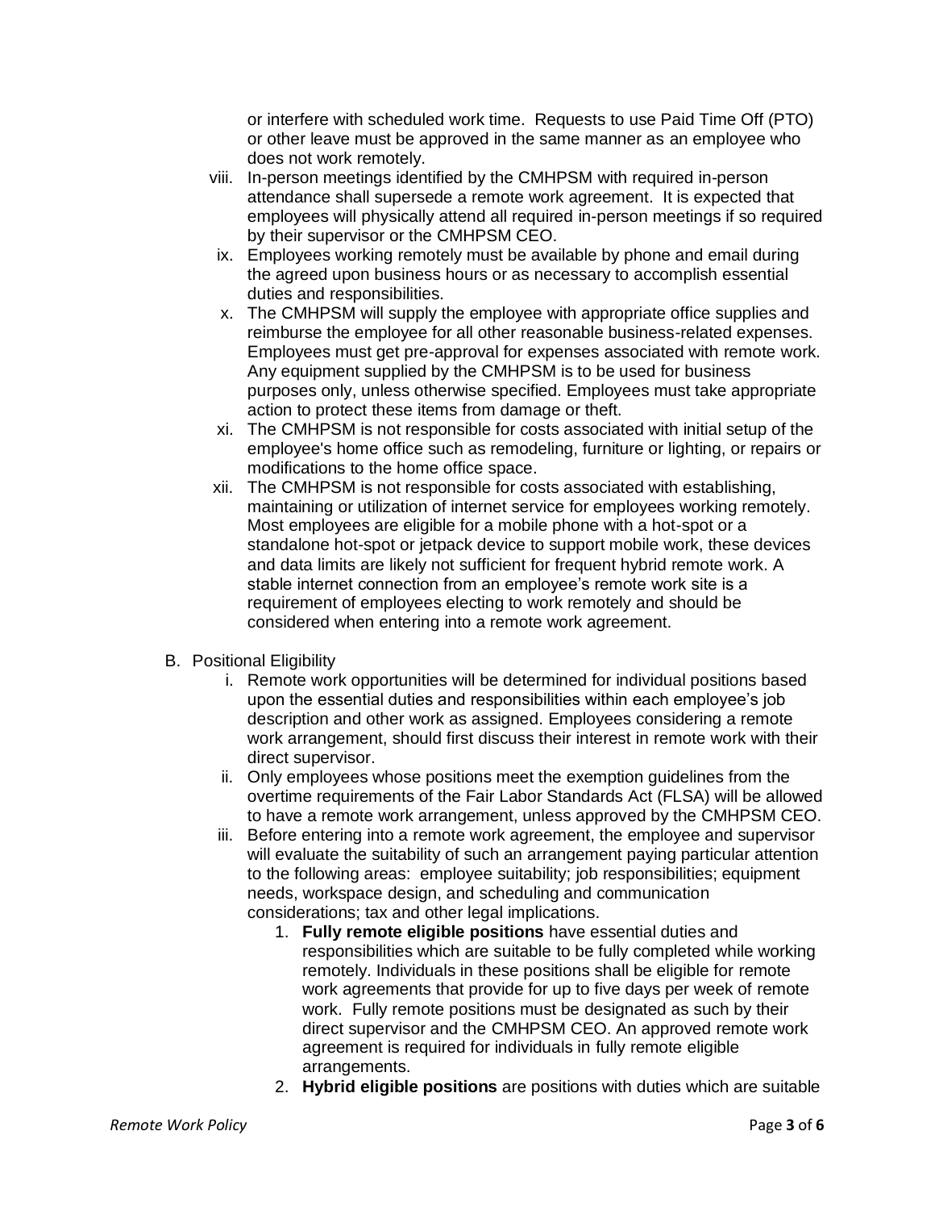or interfere with scheduled work time. Requests to use Paid Time Off (PTO) or other leave must be approved in the same manner as an employee who does not work remotely.

viii. In-person meetings identified by the CMHPSM with required in-person attendance shall supersede a remote work agreement. It is expected that employees will physically attend all required in-person meetings if so required by their supervisor or the CMHPSM CEO.

ix. Employees working remotely must be available by phone and email during the agreed upon business hours or as necessary to accomplish essential duties and responsibilities.

x. The CMHPSM will supply the employee with appropriate office supplies and reimburse the employee for all other reasonable business-related expenses. Employees must get pre-approval for expenses associated with remote work. Any equipment supplied by the CMHPSM is to be used for business purposes only, unless otherwise specified. Employees must take appropriate action to protect these items from damage or theft.

xi. The CMHPSM is not responsible for costs associated with initial setup of the employee's home office such as remodeling, furniture or lighting, or repairs or modifications to the home office space.

xii. The CMHPSM is not responsible for costs associated with establishing, maintaining or utilization of internet service for employees working remotely. Most employees are eligible for a mobile phone with a hot-spot or a standalone hot-spot or jetpack device to support mobile work, these devices and data limits are likely not sufficient for frequent hybrid remote work. A stable internet connection from an employee's remote work site is a requirement of employees electing to work remotely and should be considered when entering into a remote work agreement.

B. Positional Eligibility

i. Remote work opportunities will be determined for individual positions based upon the essential duties and responsibilities within each employee's job description and other work as assigned. Employees considering a remote work arrangement, should first discuss their interest in remote work with their direct supervisor.

ii. Only employees whose positions meet the exemption guidelines from the overtime requirements of the Fair Labor Standards Act (FLSA) will be allowed to have a remote work arrangement, unless approved by the CMHPSM CEO.

iii. Before entering into a remote work agreement, the employee and supervisor will evaluate the suitability of such an arrangement paying particular attention to the following areas: employee suitability; job responsibilities; equipment needs, workspace design, and scheduling and communication considerations; tax and other legal implications.

1. **Fully remote eligible positions** have essential duties and responsibilities which are suitable to be fully completed while working remotely. Individuals in these positions shall be eligible for remote work agreements that provide for up to five days per week of remote work. Fully remote positions must be designated as such by their direct supervisor and the CMHPSM CEO. An approved remote work agreement is required for individuals in fully remote eligible arrangements.
2. **Hybrid eligible positions** are positions with duties which are suitable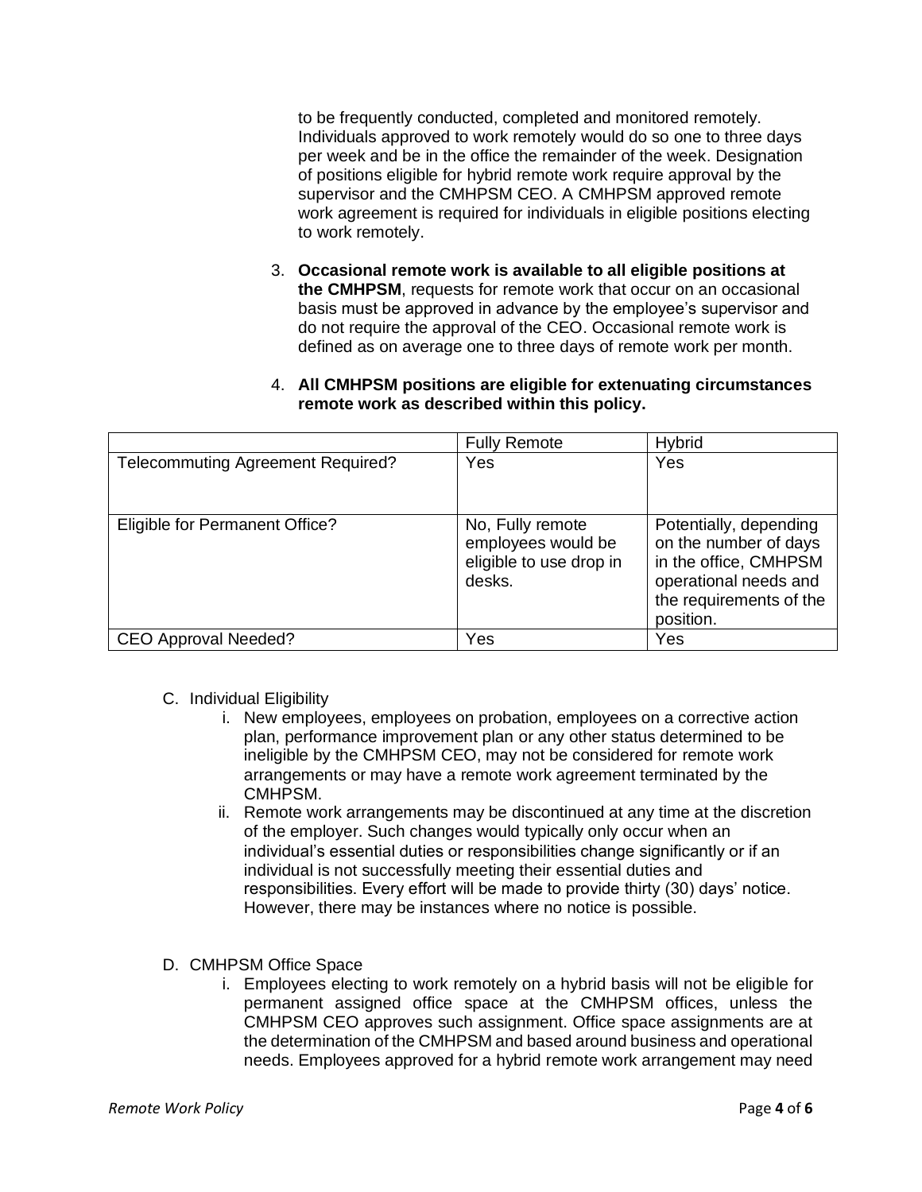to be frequently conducted, completed and monitored remotely. Individuals approved to work remotely would do so one to three days per week and be in the office the remainder of the week. Designation of positions eligible for hybrid remote work require approval by the supervisor and the CMHPSM CEO. A CMHPSM approved remote work agreement is required for individuals in eligible positions electing to work remotely.

3. **Occasional remote work is available to all eligible positions at the CMHPSM**, requests for remote work that occur on an occasional basis must be approved in advance by the employee's supervisor and do not require the approval of the CEO. Occasional remote work is defined as on average one to three days of remote work per month.

4. **All CMHPSM positions are eligible for extenuating circumstances remote work as described within this policy.**

| | Fully Remote | Hybrid |
|---|---|---|
| Telecommuting Agreement Required? | Yes | Yes |
| Eligible for Permanent Office? | No, Fully remote employees would be eligible to use drop in desks. | Potentially, depending on the number of days in the office, CMHPSM operational needs and the requirements of the position. |
| CEO Approval Needed? | Yes | Yes |

C. Individual Eligibility

i. New employees, employees on probation, employees on a corrective action plan, performance improvement plan or any other status determined to be ineligible by the CMHPSM CEO, may not be considered for remote work arrangements or may have a remote work agreement terminated by the CMHPSM.

ii. Remote work arrangements may be discontinued at any time at the discretion of the employer. Such changes would typically only occur when an individual's essential duties or responsibilities change significantly or if an individual is not successfully meeting their essential duties and responsibilities. Every effort will be made to provide thirty (30) days' notice. However, there may be instances where no notice is possible.

D. CMHPSM Office Space

i. Employees electing to work remotely on a hybrid basis will not be eligible for permanent assigned office space at the CMHPSM offices, unless the CMHPSM CEO approves such assignment. Office space assignments are at the determination of the CMHPSM and based around business and operational needs. Employees approved for a hybrid remote work arrangement may need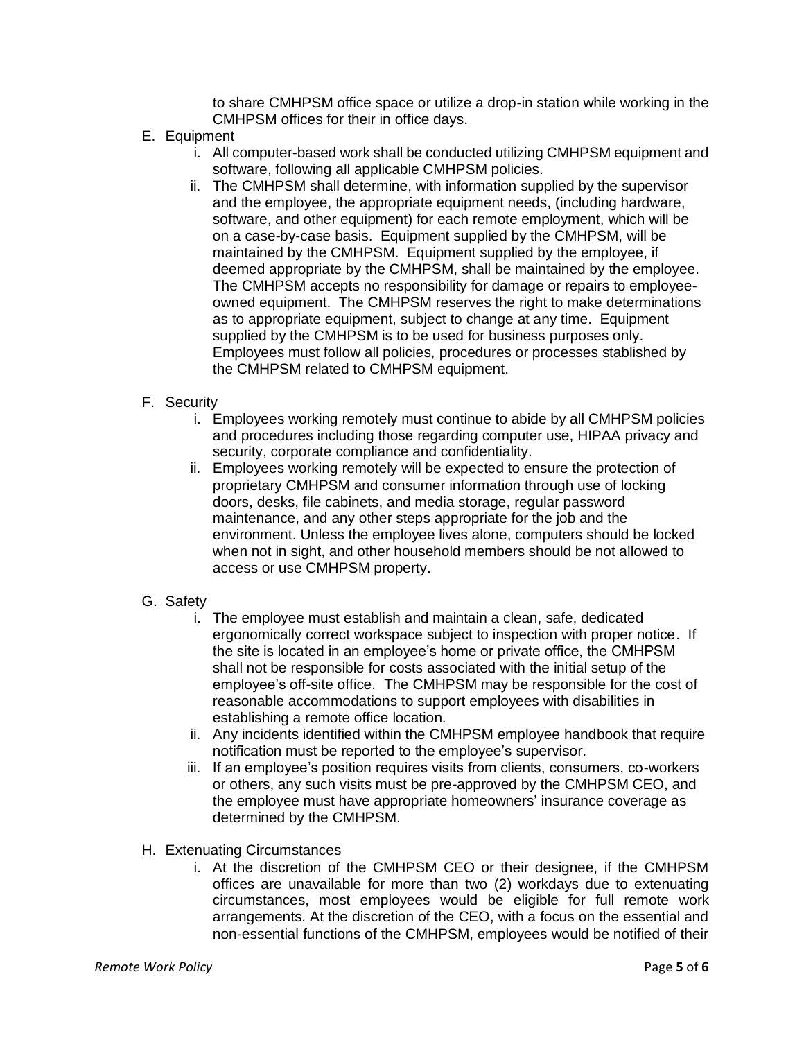to share CMHPSM office space or utilize a drop-in station while working in the CMHPSM offices for their in office days.

E. Equipment
   i. All computer-based work shall be conducted utilizing CMHPSM equipment and software, following all applicable CMHPSM policies.
   ii. The CMHPSM shall determine, with information supplied by the supervisor and the employee, the appropriate equipment needs, (including hardware, software, and other equipment) for each remote employment, which will be on a case-by-case basis. Equipment supplied by the CMHPSM, will be maintained by the CMHPSM. Equipment supplied by the employee, if deemed appropriate by the CMHPSM, shall be maintained by the employee. The CMHPSM accepts no responsibility for damage or repairs to employee-owned equipment. The CMHPSM reserves the right to make determinations as to appropriate equipment, subject to change at any time. Equipment supplied by the CMHPSM is to be used for business purposes only. Employees must follow all policies, procedures or processes stablished by the CMHPSM related to CMHPSM equipment.

F. Security
   i. Employees working remotely must continue to abide by all CMHPSM policies and procedures including those regarding computer use, HIPAA privacy and security, corporate compliance and confidentiality.
   ii. Employees working remotely will be expected to ensure the protection of proprietary CMHPSM and consumer information through use of locking doors, desks, file cabinets, and media storage, regular password maintenance, and any other steps appropriate for the job and the environment. Unless the employee lives alone, computers should be locked when not in sight, and other household members should be not allowed to access or use CMHPSM property.

G. Safety
   i. The employee must establish and maintain a clean, safe, dedicated ergonomically correct workspace subject to inspection with proper notice. If the site is located in an employee's home or private office, the CMHPSM shall not be responsible for costs associated with the initial setup of the employee's off-site office. The CMHPSM may be responsible for the cost of reasonable accommodations to support employees with disabilities in establishing a remote office location.
   ii. Any incidents identified within the CMHPSM employee handbook that require notification must be reported to the employee's supervisor.
   iii. If an employee's position requires visits from clients, consumers, co-workers or others, any such visits must be pre-approved by the CMHPSM CEO, and the employee must have appropriate homeowners' insurance coverage as determined by the CMHPSM.

H. Extenuating Circumstances
   i. At the discretion of the CMHPSM CEO or their designee, if the CMHPSM offices are unavailable for more than two (2) workdays due to extenuating circumstances, most employees would be eligible for full remote work arrangements. At the discretion of the CEO, with a focus on the essential and non-essential functions of the CMHPSM, employees would be notified of their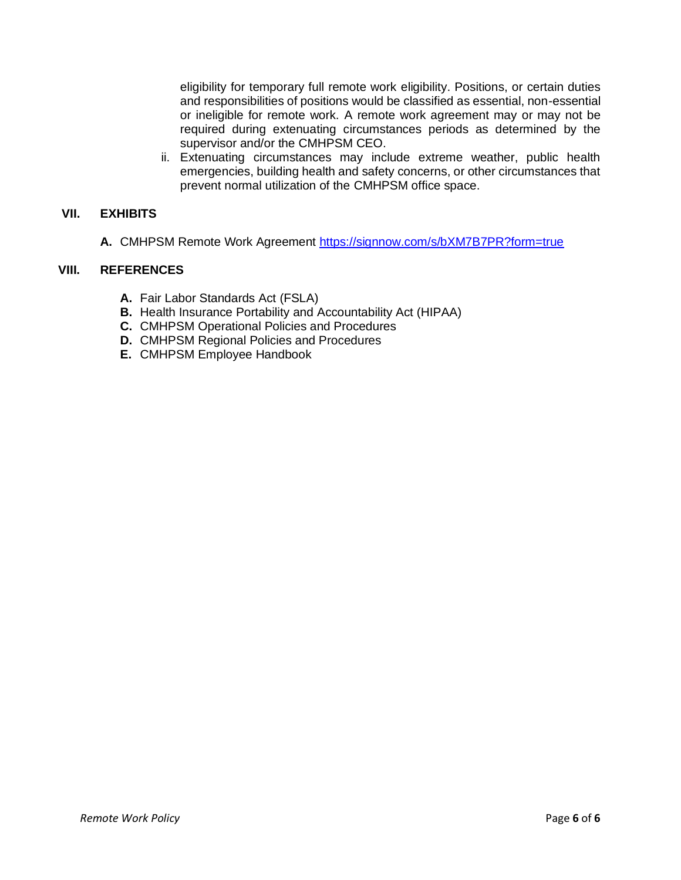eligibility for temporary full remote work eligibility. Positions, or certain duties and responsibilities of positions would be classified as essential, non-essential or ineligible for remote work. A remote work agreement may or may not be required during extenuating circumstances periods as determined by the supervisor and/or the CMHPSM CEO.

ii. Extenuating circumstances may include extreme weather, public health emergencies, building health and safety concerns, or other circumstances that prevent normal utilization of the CMHPSM office space.

## VII. EXHIBITS

**A.** CMHPSM Remote Work Agreement [https://signnow.com/s/bXM7B7PR?form=true](https://signnow.com/s/bXM7B7PR?form=true)

## VIII. REFERENCES

**A.** Fair Labor Standards Act (FSLA)
**B.** Health Insurance Portability and Accountability Act (HIPAA)
**C.** CMHPSM Operational Policies and Procedures
**D.** CMHPSM Regional Policies and Procedures
**E.** CMHPSM Employee Handbook